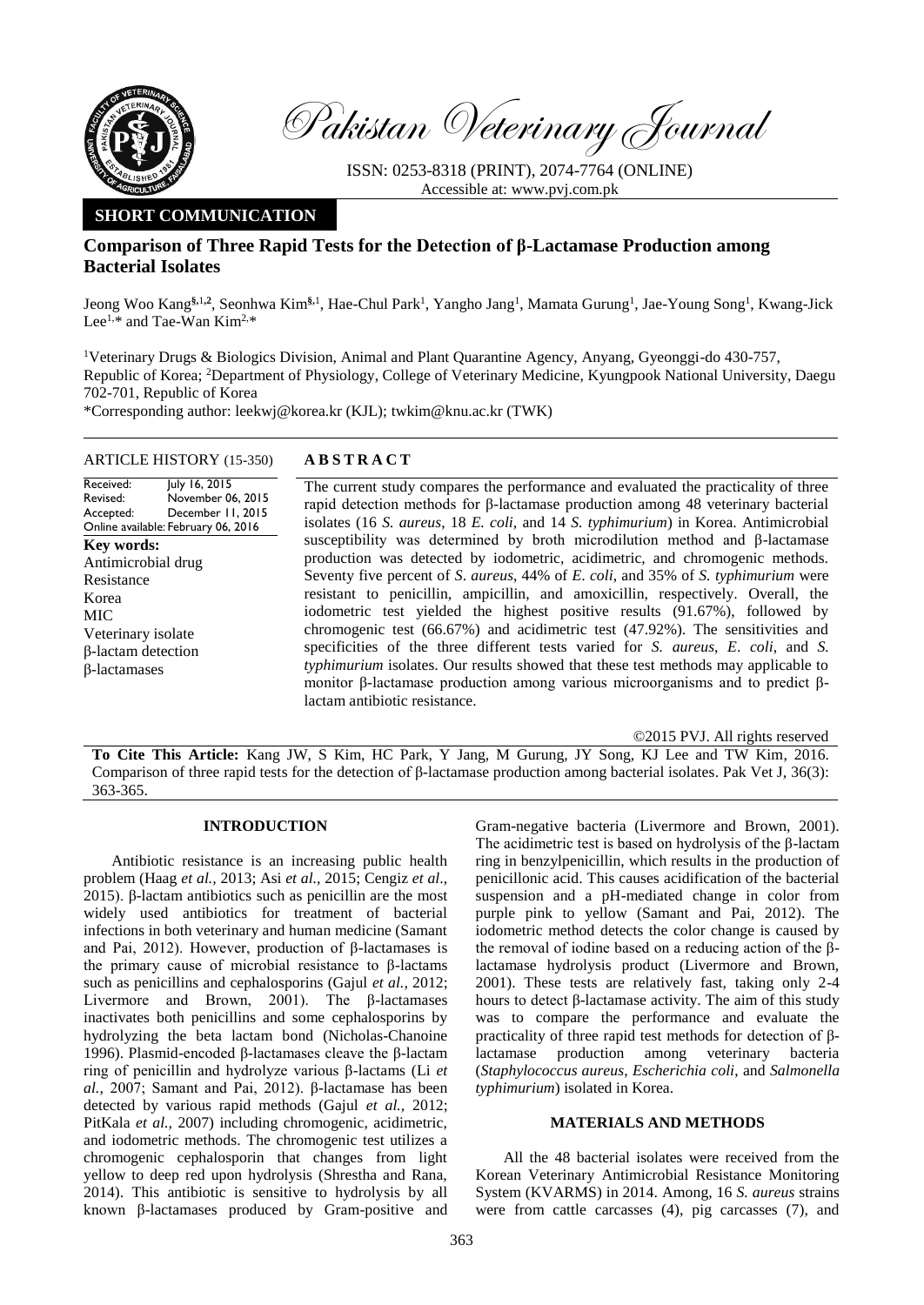Pakistan Veterinary Journal

ISSN: 0253-8318 (PRINT), 2074-7764 (ONLINE)
Accessible at: www.pvj.com.pk

**SHORT COMMUNICATION**

# Comparison of Three Rapid Tests for the Detection of β-Lactamase Production among Bacterial Isolates

Jeong Woo Kang[§,1,2], Seonhwa Kim[§,1], Hae-Chul Park[1], Yangho Jang[1], Mamata Gurung[1], Jae-Young Song[1], Kwang-Jick Lee[1,*] and Tae-Wan Kim[2,*]

[1]Veterinary Drugs & Biologics Division, Animal and Plant Quarantine Agency, Anyang, Gyeonggi-do 430-757, Republic of Korea; [2]Department of Physiology, College of Veterinary Medicine, Kyungpook National University, Daegu 702-701, Republic of Korea

*Corresponding author: leekwj@korea.kr (KJL); twkim@knu.ac.kr (TWK)

**ARTICLE HISTORY** (15-350)

Received: July 16, 2015
Revised: November 06, 2015
Accepted: December 11, 2015
Online available: February 06, 2016

**Key words:**
Antimicrobial drug
Resistance
Korea
MIC
Veterinary isolate
β-lactam detection
β-lactamases

## ABSTRACT

The current study compares the performance and evaluated the practicality of three rapid detection methods for β-lactamase production among 48 veterinary bacterial isolates (16 *S. aureus*, 18 *E. coli*, and 14 *S. typhimurium*) in Korea. Antimicrobial susceptibility was determined by broth microdilution method and β-lactamase production was detected by iodometric, acidimetric, and chromogenic methods. Seventy five percent of *S. aureus*, 44% of *E. coli*, and 35% of *S. typhimurium* were resistant to penicillin, ampicillin, and amoxicillin, respectively. Overall, the iodometric test yielded the highest positive results (91.67%), followed by chromogenic test (66.67%) and acidimetric test (47.92%). The sensitivities and specificities of the three different tests varied for *S. aureus*, *E. coli*, and *S. typhimurium* isolates. Our results showed that these test methods may applicable to monitor β-lactamase production among various microorganisms and to predict β-lactam antibiotic resistance.

©2015 PVJ. All rights reserved

**To Cite This Article:** Kang JW, S Kim, HC Park, Y Jang, M Gurung, JY Song, KJ Lee and TW Kim, 2016. Comparison of three rapid tests for the detection of β-lactamase production among bacterial isolates. Pak Vet J, 36(3): 363-365.

## INTRODUCTION

Antibiotic resistance is an increasing public health problem (Haag *et al.,* 2013; Asi *et al.*, 2015; Cengiz *et al*., 2015). β-lactam antibiotics such as penicillin are the most widely used antibiotics for treatment of bacterial infections in both veterinary and human medicine (Samant and Pai, 2012). However, production of β-lactamases is the primary cause of microbial resistance to β-lactams such as penicillins and cephalosporins (Gajul *et al.,* 2012; Livermore and Brown, 2001). The β-lactamases inactivates both penicillins and some cephalosporins by hydrolyzing the beta lactam bond (Nicholas-Chanoine 1996). Plasmid-encoded β-lactamases cleave the β-lactam ring of penicillin and hydrolyze various β-lactams (Li *et al.,* 2007; Samant and Pai, 2012). β-lactamase has been detected by various rapid methods (Gajul *et al.,* 2012; PitKala *et al.,* 2007) including chromogenic, acidimetric, and iodometric methods. The chromogenic test utilizes a chromogenic cephalosporin that changes from light yellow to deep red upon hydrolysis (Shrestha and Rana, 2014). This antibiotic is sensitive to hydrolysis by all known β-lactamases produced by Gram-positive and Gram-negative bacteria (Livermore and Brown, 2001). The acidimetric test is based on hydrolysis of the β-lactam ring in benzylpenicillin, which results in the production of penicillonic acid. This causes acidification of the bacterial suspension and a pH-mediated change in color from purple pink to yellow (Samant and Pai, 2012). The iodometric method detects the color change is caused by the removal of iodine based on a reducing action of the β-lactamase hydrolysis product (Livermore and Brown, 2001). These tests are relatively fast, taking only 2-4 hours to detect β-lactamase activity. The aim of this study was to compare the performance and evaluate the practicality of three rapid test methods for detection of β-lactamase production among veterinary bacteria (*Staphylococcus aureus*, *Escherichia coli*, and *Salmonella typhimurium*) isolated in Korea.

## MATERIALS AND METHODS

All the 48 bacterial isolates were received from the Korean Veterinary Antimicrobial Resistance Monitoring System (KVARMS) in 2014. Among, 16 *S. aureus* strains were from cattle carcasses (4), pig carcasses (7), and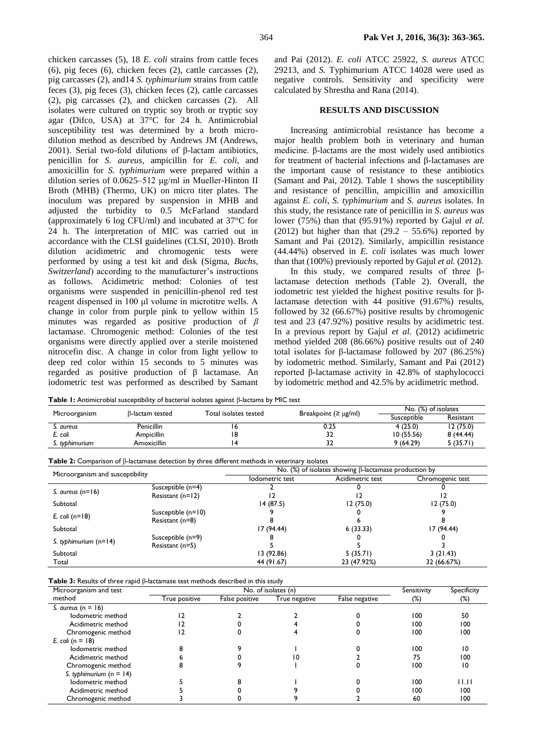chicken carcasses (5), 18 *E. coli* strains from cattle feces (6), pig feces (6), chicken feces (2), cattle carcasses (2), pig carcasses (2), and14 *S. typhimurium* strains from cattle feces (3), pig feces (3), chicken feces (2), cattle carcasses (2), pig carcasses (2), and chicken carcasses (2). All isolates were cultured on tryptic soy broth or tryptic soy agar (Difco, USA) at 37°C for 24 h. Antimicrobial susceptibility test was determined by a broth microdilution method as described by Andrews JM (Andrews, 2001). Serial two-fold dilutions of β-lactam antibiotics, penicillin for *S. aureus*, ampicillin for *E. coli*, and amoxicillin for *S. typhimurium* were prepared within a dilution series of 0.0625–512 μg/ml in Mueller-Hinton II Broth (MHB) (Thermo, UK) on micro titer plates. The inoculum was prepared by suspension in MHB and adjusted the turbidity to 0.5 McFarland standard (approximately 6 log CFU/ml) and incubated at 37°C for 24 h. The interpretation of MIC was carried out in accordance with the CLSI guidelines (CLSI, 2010). Broth dilution acidimetric and chromogenic tests were performed by using a test kit and disk (Sigma, *Buchs, Switzerland*) according to the manufacturer's instructions as follows. Acidimetric method: Colonies of test organisms were suspended in penicillin-phenol red test reagent dispensed in 100 μl volume in microtitre wells. A change in color from purple pink to yellow within 15 minutes was regarded as positive production of *β* lactamase. Chromogenic method: Colonies of the test organisms were directly applied over a sterile moistened nitrocefin disc. A change in color from light yellow to deep red color within 15 seconds to 5 minutes was regarded as positive production of β lactamase. An iodometric test was performed as described by Samant and Pai (2012). *E. coli* ATCC 25922, *S. aureus* ATCC 29213, and *S.* Typhimurium ATCC 14028 were used as negative controls. Sensitivity and specificity were calculated by Shrestha and Rana (2014).

## RESULTS AND DISCUSSION

Increasing antimicrobial resistance has become a major health problem both in veterinary and human medicine. β-lactams are the most widely used antibiotics for treatment of bacterial infections and β-lactamases are the important cause of resistance to these antibiotics (Samant and Pai, 2012). Table 1 shows the susceptibility and resistance of pencillin, ampicillin and amoxicillin against *E. coli*, *S. typhimurium* and *S. aureus* isolates. In this study, the resistance rate of penicillin in *S. aureus* was lower (75%) than that (95.91%) reported by Gajul *et al.* (2012) but higher than that (29.2 – 55.6%) reported by Samant and Pai (2012). Similarly, ampicillin resistance (44.44%) observed in *E. coli* isolates was much lower than that (100%) previously reported by Gajul *et al.* (2012).

In this study, we compared results of three β-lactamase detection methods (Table 2). Overall, the iodometric test yielded the highest positive results for β-lactamase detection with 44 positive (91.67%) results, followed by 32 (66.67%) positive results by chromogenic test and 23 (47.92%) positive results by acidimetric test. In a previous report by Gajul *et al.* (2012) acidimetric method yielded 208 (86.66%) positive results out of 240 total isolates for β-lactamase followed by 207 (86.25%) by iodometric method. Similarly, Samant and Pai (2012) reported β-lactamase activity in 42.8% of staphylococci by iodometric method and 42.5% by acidimetric method.

**Table 1:** Antimicrobial susceptibility of bacterial isolates against β-lactams by MIC test

| Microorganism | β-lactam tested | Total isolates tested | Breakpoint (≥ μg/ml) | No. (%) of isolates | |
|---|---|---|---|---|---|
| | | | | Susceptible | Resistant |
| *S. aureus* | Penicillin | 16 | 0.25 | 4 (25.0) | 12 (75.0) |
| *E. coli* | Ampicillin | 18 | 32 | 10 (55.56) | 8 (44.44) |
| *S. typhimurium* | Amoxicillin | 14 | 32 | 9 (64.29) | 5 (35.71) |

**Table 2:** Comparison of β-lactamase detection by three different methods in veterinary isolates

| Microorganism and susceptibility | | No. (%) of isolates showing β-lactamase production by | | |
|---|---|---|---|---|
| | | Iodometric test | Acidimetric test | Chromogenic test |
| *S. aureus* (n=16) | Susceptible (n=4) | 2 | 0 | 0 |
| | Resistant (n=12) | 12 | 12 | 12 |
| Subtotal | | 14 (87.5) | 12 (75.0) | 12 (75.0) |
| *E. coli* (n=18) | Susceptible (n=10) | 9 | 0 | 9 |
| | Resistant (n=8) | 8 | 6 | 8 |
| Subtotal | | 17 (94.44) | 6 (33.33) | 17 (94.44) |
| *S. typhimurium* (n=14) | Susceptible (n=9) | 8 | 0 | 0 |
| | Resistant (n=5) | 5 | 5 | 3 |
| Subtotal | | 13 (92.86) | 5 (35.71) | 3 (21.43) |
| Total | | 44 (91.67) | 23 (47.92%) | 32 (66.67%) |

**Table 3:** Results of three rapid β-lactamase test methods described in this study

| Microorganism and test method | No. of isolates (*n*) | | | | Sensitivity (%) | Specificity (%) |
|---|---|---|---|---|---|---|
| | True positive | False positive | True negative | False negative | | |
| *S. aureus* (n = 16) | | | | | | |
| Iodometric method | 12 | 2 | 2 | 0 | 100 | 50 |
| Acidimetric method | 12 | 0 | 4 | 0 | 100 | 100 |
| Chromogenic method | 12 | 0 | 4 | 0 | 100 | 100 |
| *E. coli* (n = 18) | | | | | | |
| Iodometric method | 8 | 9 | 1 | 0 | 100 | 10 |
| Acidimetric method | 6 | 0 | 10 | 2 | 75 | 100 |
| Chromogenic method | 8 | 9 | 1 | 0 | 100 | 10 |
| *S. typhimurium* (n = 14) | | | | | | |
| Iodometric method | 5 | 8 | 1 | 0 | 100 | 11.11 |
| Acidimetric method | 5 | 0 | 9 | 0 | 100 | 100 |
| Chromogenic method | 3 | 0 | 9 | 2 | 60 | 100 |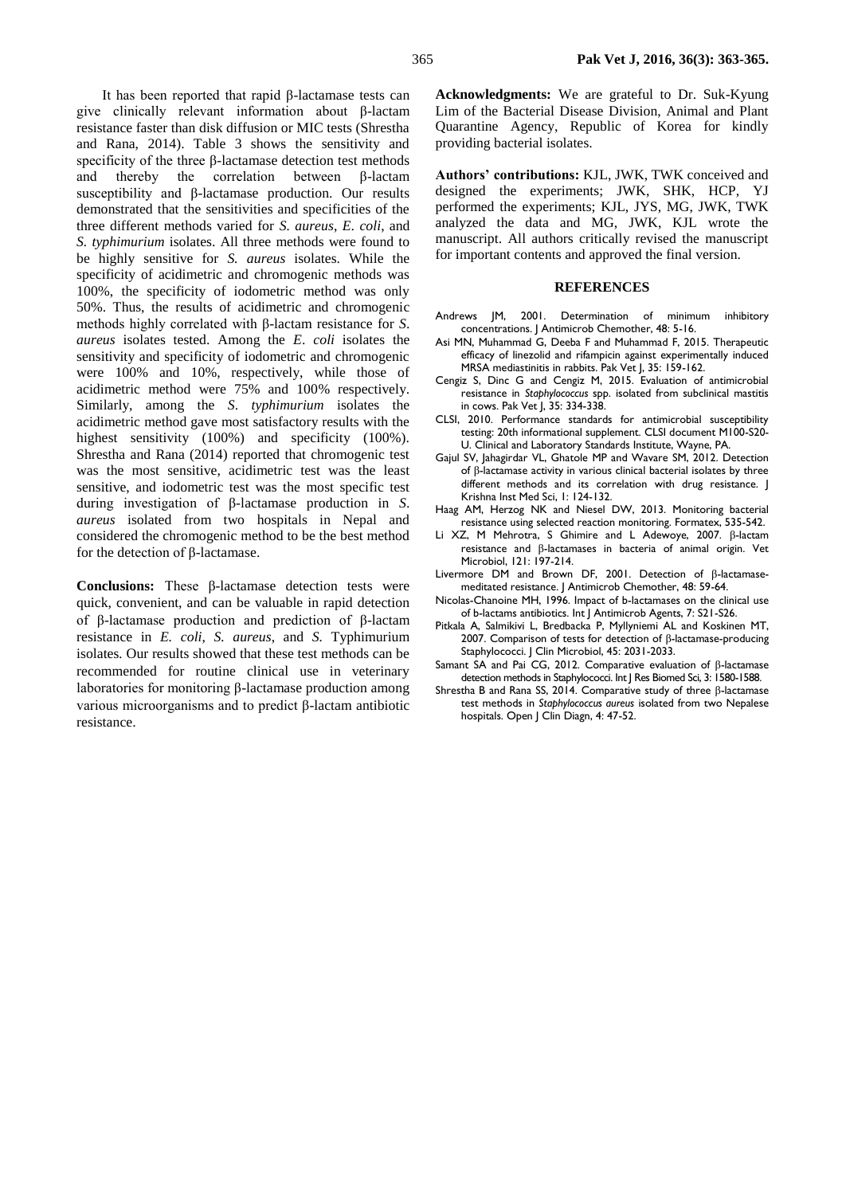It has been reported that rapid β-lactamase tests can give clinically relevant information about β-lactam resistance faster than disk diffusion or MIC tests (Shrestha and Rana, 2014). Table 3 shows the sensitivity and specificity of the three β-lactamase detection test methods and thereby the correlation between β-lactam susceptibility and β-lactamase production. Our results demonstrated that the sensitivities and specificities of the three different methods varied for *S. aureus*, *E. coli*, and *S. typhimurium* isolates. All three methods were found to be highly sensitive for *S. aureus* isolates. While the specificity of acidimetric and chromogenic methods was 100%, the specificity of iodometric method was only 50%. Thus, the results of acidimetric and chromogenic methods highly correlated with β-lactam resistance for *S. aureus* isolates tested. Among the *E. coli* isolates the sensitivity and specificity of iodometric and chromogenic were 100% and 10%, respectively, while those of acidimetric method were 75% and 100% respectively. Similarly, among the *S. typhimurium* isolates the acidimetric method gave most satisfactory results with the highest sensitivity (100%) and specificity (100%). Shrestha and Rana (2014) reported that chromogenic test was the most sensitive, acidimetric test was the least sensitive, and iodometric test was the most specific test during investigation of β-lactamase production in *S. aureus* isolated from two hospitals in Nepal and considered the chromogenic method to be the best method for the detection of β-lactamase.

**Conclusions:** These β-lactamase detection tests were quick, convenient, and can be valuable in rapid detection of β-lactamase production and prediction of β-lactam resistance in *E. coli*, *S. aureus*, and *S.* Typhimurium isolates. Our results showed that these test methods can be recommended for routine clinical use in veterinary laboratories for monitoring β-lactamase production among various microorganisms and to predict β-lactam antibiotic resistance.

**Acknowledgments:** We are grateful to Dr. Suk-Kyung Lim of the Bacterial Disease Division, Animal and Plant Quarantine Agency, Republic of Korea for kindly providing bacterial isolates.

**Authors' contributions:** KJL, JWK, TWK conceived and designed the experiments; JWK, SHK, HCP, YJ performed the experiments; KJL, JYS, MG, JWK, TWK analyzed the data and MG, JWK, KJL wrote the manuscript. All authors critically revised the manuscript for important contents and approved the final version.

## REFERENCES

Andrews JM, 2001. Determination of minimum inhibitory concentrations. J Antimicrob Chemother, 48: 5-16.

Asi MN, Muhammad G, Deeba F and Muhammad F, 2015. Therapeutic efficacy of linezolid and rifampicin against experimentally induced MRSA mediastinitis in rabbits. Pak Vet J, 35: 159-162.

Cengiz S, Dinc G and Cengiz M, 2015. Evaluation of antimicrobial resistance in *Staphylococcus* spp. isolated from subclinical mastitis in cows. Pak Vet J, 35: 334-338.

CLSI, 2010. Performance standards for antimicrobial susceptibility testing: 20th informational supplement. CLSI document M100-S20-U. Clinical and Laboratory Standards Institute, Wayne, PA.

Gajul SV, Jahagirdar VL, Ghatole MP and Wavare SM, 2012. Detection of β-lactamase activity in various clinical bacterial isolates by three different methods and its correlation with drug resistance. J Krishna Inst Med Sci, 1: 124-132.

Haag AM, Herzog NK and Niesel DW, 2013. Monitoring bacterial resistance using selected reaction monitoring. Formatex, 535-542.

Li XZ, M Mehrotra, S Ghimire and L Adewoye, 2007. β-lactam resistance and β-lactamases in bacteria of animal origin. Vet Microbiol, 121: 197-214.

Livermore DM and Brown DF, 2001. Detection of β-lactamase-meditated resistance. J Antimicrob Chemother, 48: 59-64.

Nicolas-Chanoine MH, 1996. Impact of b-lactamases on the clinical use of b-lactams antibiotics. Int J Antimicrob Agents, 7: S21-S26.

Pitkala A, Salmikivi L, Bredbacka P, Myllyniemi AL and Koskinen MT, 2007. Comparison of tests for detection of β-lactamase-producing Staphylococci. J Clin Microbiol, 45: 2031-2033.

Samant SA and Pai CG, 2012. Comparative evaluation of β-lactamase detection methods in Staphylococci. Int J Res Biomed Sci, 3: 1580-1588.

Shrestha B and Rana SS, 2014. Comparative study of three β-lactamase test methods in *Staphylococcus aureus* isolated from two Nepalese hospitals. Open J Clin Diagn, 4: 47-52.